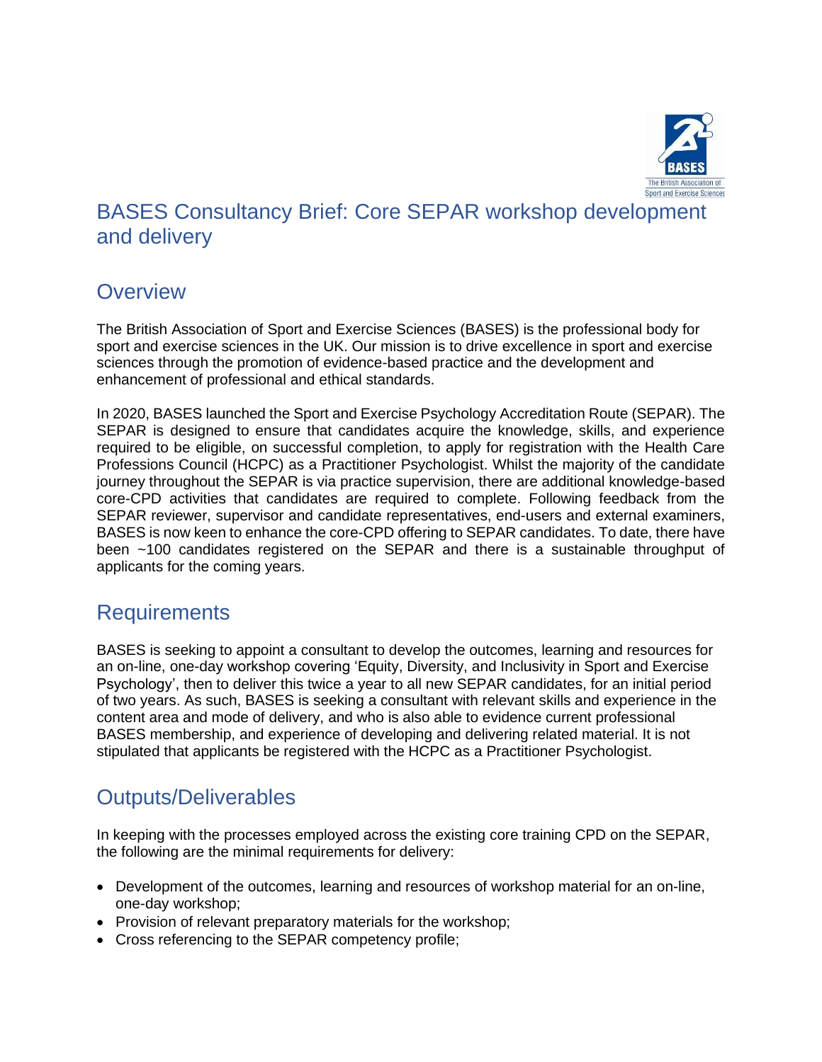# BASES Consultancy Brief: Core SEPAR workshop development and delivery

## Overview

The British Association of Sport and Exercise Sciences (BASES) is the professional body for sport and exercise sciences in the UK. Our mission is to drive excellence in sport and exercise sciences through the promotion of evidence-based practice and the development and enhancement of professional and ethical standards.

In 2020, BASES launched the Sport and Exercise Psychology Accreditation Route (SEPAR). The SEPAR is designed to ensure that candidates acquire the knowledge, skills, and experience required to be eligible, on successful completion, to apply for registration with the Health Care Professions Council (HCPC) as a Practitioner Psychologist. Whilst the majority of the candidate journey throughout the SEPAR is via practice supervision, there are additional knowledge-based core-CPD activities that candidates are required to complete. Following feedback from the SEPAR reviewer, supervisor and candidate representatives, end-users and external examiners, BASES is now keen to enhance the core-CPD offering to SEPAR candidates. To date, there have been ~100 candidates registered on the SEPAR and there is a sustainable throughput of applicants for the coming years.

## Requirements

BASES is seeking to appoint a consultant to develop the outcomes, learning and resources for an on-line, one-day workshop covering 'Equity, Diversity, and Inclusivity in Sport and Exercise Psychology', then to deliver this twice a year to all new SEPAR candidates, for an initial period of two years. As such, BASES is seeking a consultant with relevant skills and experience in the content area and mode of delivery, and who is also able to evidence current professional BASES membership, and experience of developing and delivering related material. It is not stipulated that applicants be registered with the HCPC as a Practitioner Psychologist.

## Outputs/Deliverables

In keeping with the processes employed across the existing core training CPD on the SEPAR, the following are the minimal requirements for delivery:

- Development of the outcomes, learning and resources of workshop material for an on-line, one-day workshop;
- Provision of relevant preparatory materials for the workshop;
- Cross referencing to the SEPAR competency profile;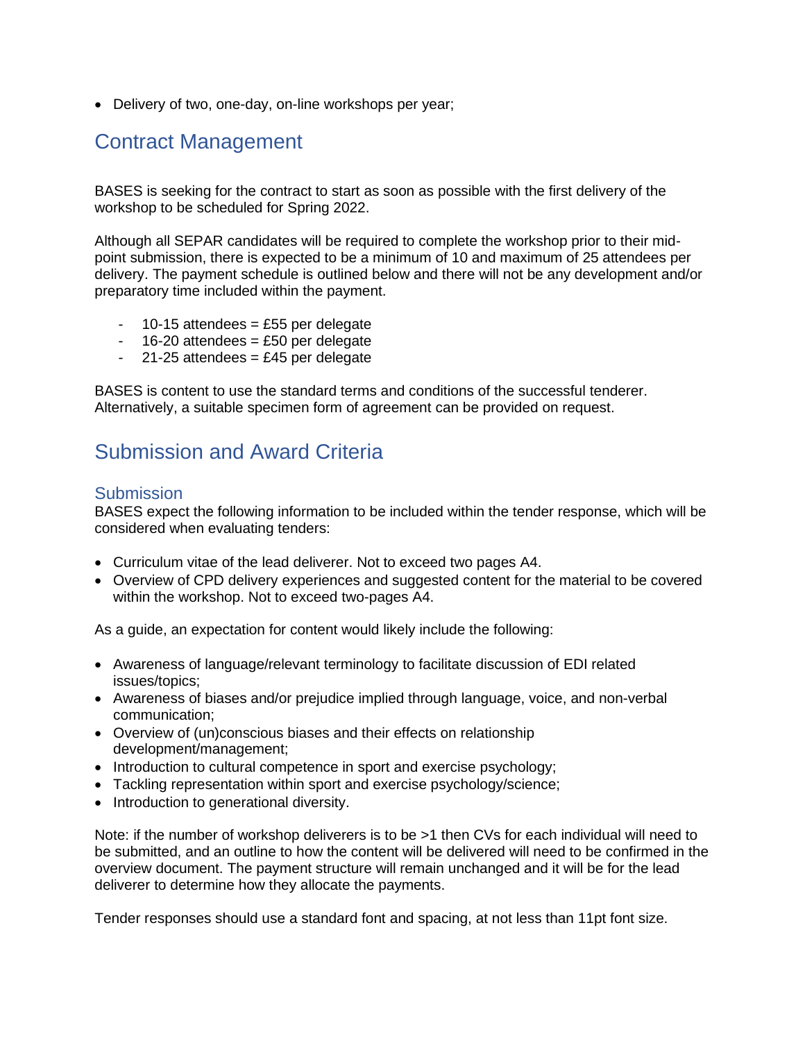- Delivery of two, one-day, on-line workshops per year;

## Contract Management

BASES is seeking for the contract to start as soon as possible with the first delivery of the workshop to be scheduled for Spring 2022.

Although all SEPAR candidates will be required to complete the workshop prior to their mid-point submission, there is expected to be a minimum of 10 and maximum of 25 attendees per delivery. The payment schedule is outlined below and there will not be any development and/or preparatory time included within the payment.

- 10-15 attendees = £55 per delegate
- 16-20 attendees = £50 per delegate
- 21-25 attendees = £45 per delegate

BASES is content to use the standard terms and conditions of the successful tenderer. Alternatively, a suitable specimen form of agreement can be provided on request.

## Submission and Award Criteria

### Submission

BASES expect the following information to be included within the tender response, which will be considered when evaluating tenders:

- Curriculum vitae of the lead deliverer. Not to exceed two pages A4.
- Overview of CPD delivery experiences and suggested content for the material to be covered within the workshop. Not to exceed two-pages A4.

As a guide, an expectation for content would likely include the following:

- Awareness of language/relevant terminology to facilitate discussion of EDI related issues/topics;
- Awareness of biases and/or prejudice implied through language, voice, and non-verbal communication;
- Overview of (un)conscious biases and their effects on relationship development/management;
- Introduction to cultural competence in sport and exercise psychology;
- Tackling representation within sport and exercise psychology/science;
- Introduction to generational diversity.

Note: if the number of workshop deliverers is to be >1 then CVs for each individual will need to be submitted, and an outline to how the content will be delivered will need to be confirmed in the overview document. The payment structure will remain unchanged and it will be for the lead deliverer to determine how they allocate the payments.

Tender responses should use a standard font and spacing, at not less than 11pt font size.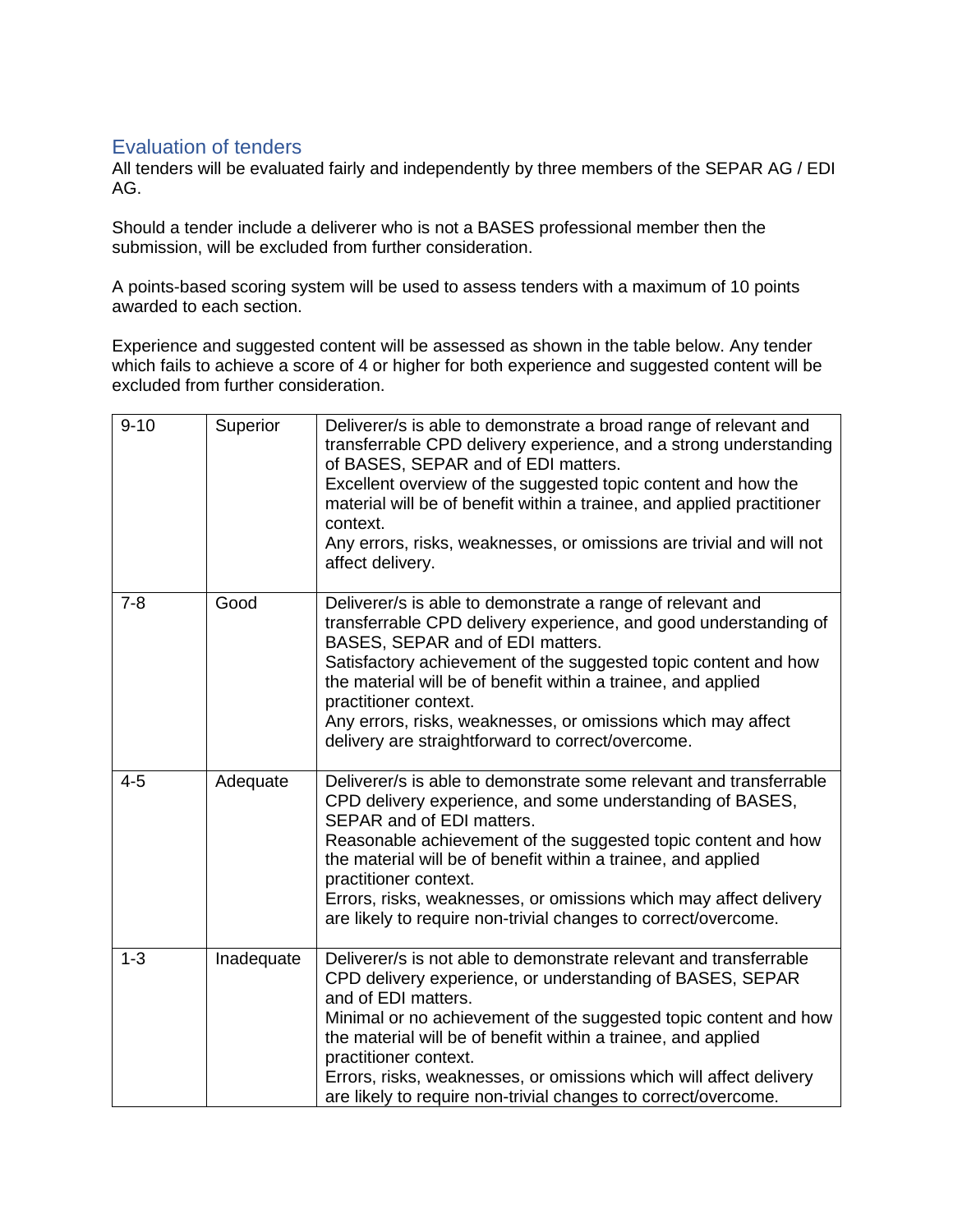## Evaluation of tenders

All tenders will be evaluated fairly and independently by three members of the SEPAR AG / EDI AG.

Should a tender include a deliverer who is not a BASES professional member then the submission, will be excluded from further consideration.

A points-based scoring system will be used to assess tenders with a maximum of 10 points awarded to each section.

Experience and suggested content will be assessed as shown in the table below. Any tender which fails to achieve a score of 4 or higher for both experience and suggested content will be excluded from further consideration.

| | | |
|---|---|---|
| 9-10 | Superior | Deliverer/s is able to demonstrate a broad range of relevant and transferrable CPD delivery experience, and a strong understanding of BASES, SEPAR and of EDI matters.<br>Excellent overview of the suggested topic content and how the material will be of benefit within a trainee, and applied practitioner context.<br>Any errors, risks, weaknesses, or omissions are trivial and will not affect delivery. |
| 7-8 | Good | Deliverer/s is able to demonstrate a range of relevant and transferrable CPD delivery experience, and good understanding of BASES, SEPAR and of EDI matters.<br>Satisfactory achievement of the suggested topic content and how the material will be of benefit within a trainee, and applied practitioner context.<br>Any errors, risks, weaknesses, or omissions which may affect delivery are straightforward to correct/overcome. |
| 4-5 | Adequate | Deliverer/s is able to demonstrate some relevant and transferrable CPD delivery experience, and some understanding of BASES, SEPAR and of EDI matters.<br>Reasonable achievement of the suggested topic content and how the material will be of benefit within a trainee, and applied practitioner context.<br>Errors, risks, weaknesses, or omissions which may affect delivery are likely to require non-trivial changes to correct/overcome. |
| 1-3 | Inadequate | Deliverer/s is not able to demonstrate relevant and transferrable CPD delivery experience, or understanding of BASES, SEPAR and of EDI matters.<br>Minimal or no achievement of the suggested topic content and how the material will be of benefit within a trainee, and applied practitioner context.<br>Errors, risks, weaknesses, or omissions which will affect delivery are likely to require non-trivial changes to correct/overcome. |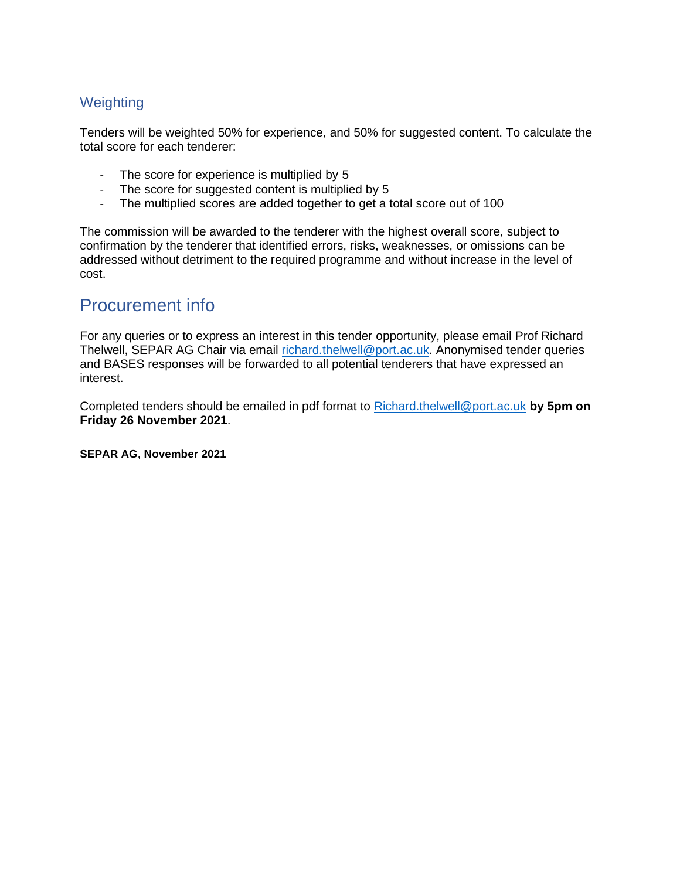### Weighting

Tenders will be weighted 50% for experience, and 50% for suggested content. To calculate the total score for each tenderer:

- The score for experience is multiplied by 5
- The score for suggested content is multiplied by 5
- The multiplied scores are added together to get a total score out of 100

The commission will be awarded to the tenderer with the highest overall score, subject to confirmation by the tenderer that identified errors, risks, weaknesses, or omissions can be addressed without detriment to the required programme and without increase in the level of cost.

## Procurement info

For any queries or to express an interest in this tender opportunity, please email Prof Richard Thelwell, SEPAR AG Chair via email richard.thelwell@port.ac.uk. Anonymised tender queries and BASES responses will be forwarded to all potential tenderers that have expressed an interest.

Completed tenders should be emailed in pdf format to Richard.thelwell@port.ac.uk **by 5pm on Friday 26 November 2021**.

**SEPAR AG, November 2021**